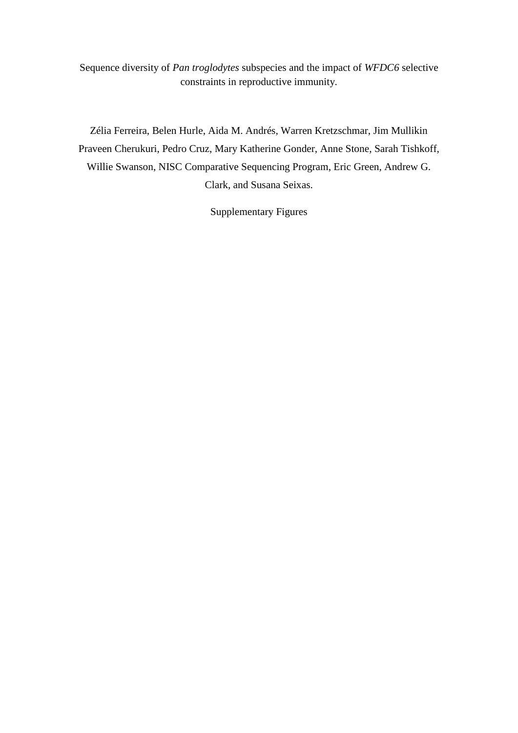# Sequence diversity of *Pan troglodytes* subspecies and the impact of *WFDC6* selective constraints in reproductive immunity.

Zélia Ferreira, Belen Hurle, Aida M. Andrés, Warren Kretzschmar, Jim Mullikin Praveen Cherukuri, Pedro Cruz, Mary Katherine Gonder, Anne Stone, Sarah Tishkoff, Willie Swanson, NISC Comparative Sequencing Program, Eric Green, Andrew G. Clark, and Susana Seixas.

Supplementary Figures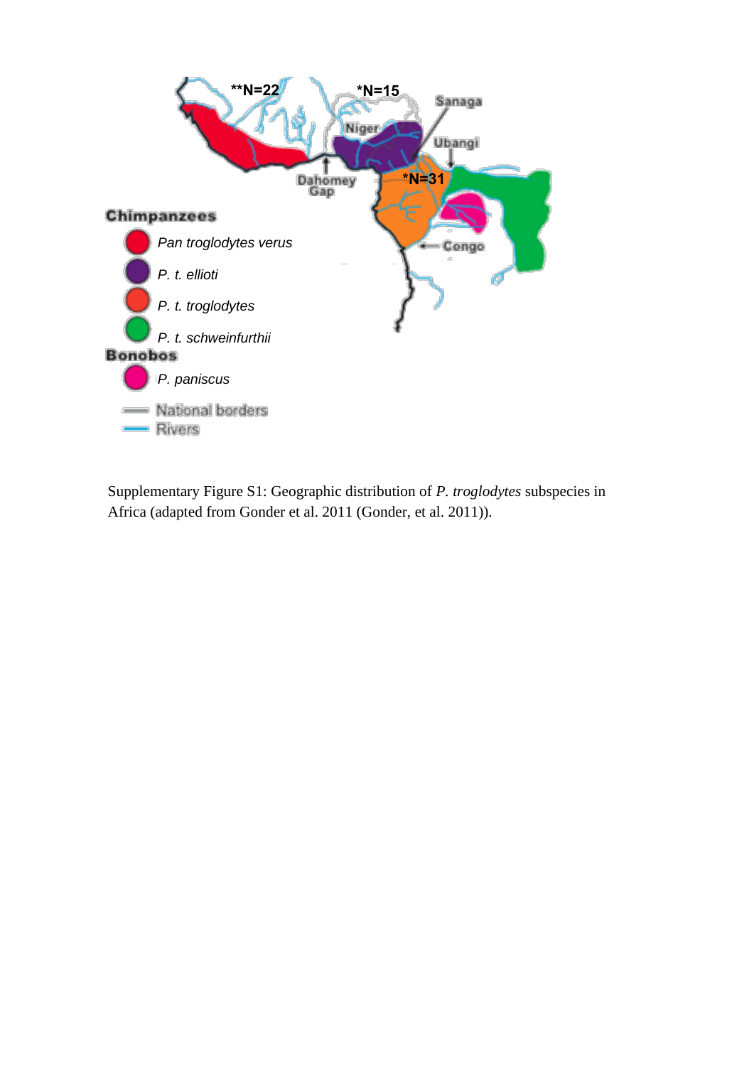Supplementary Figure S1: Geographic distribution of *P. troglodytes* subspecies in Africa (adapted from Gonder et al. 2011 (Gonder, et al. 2011)).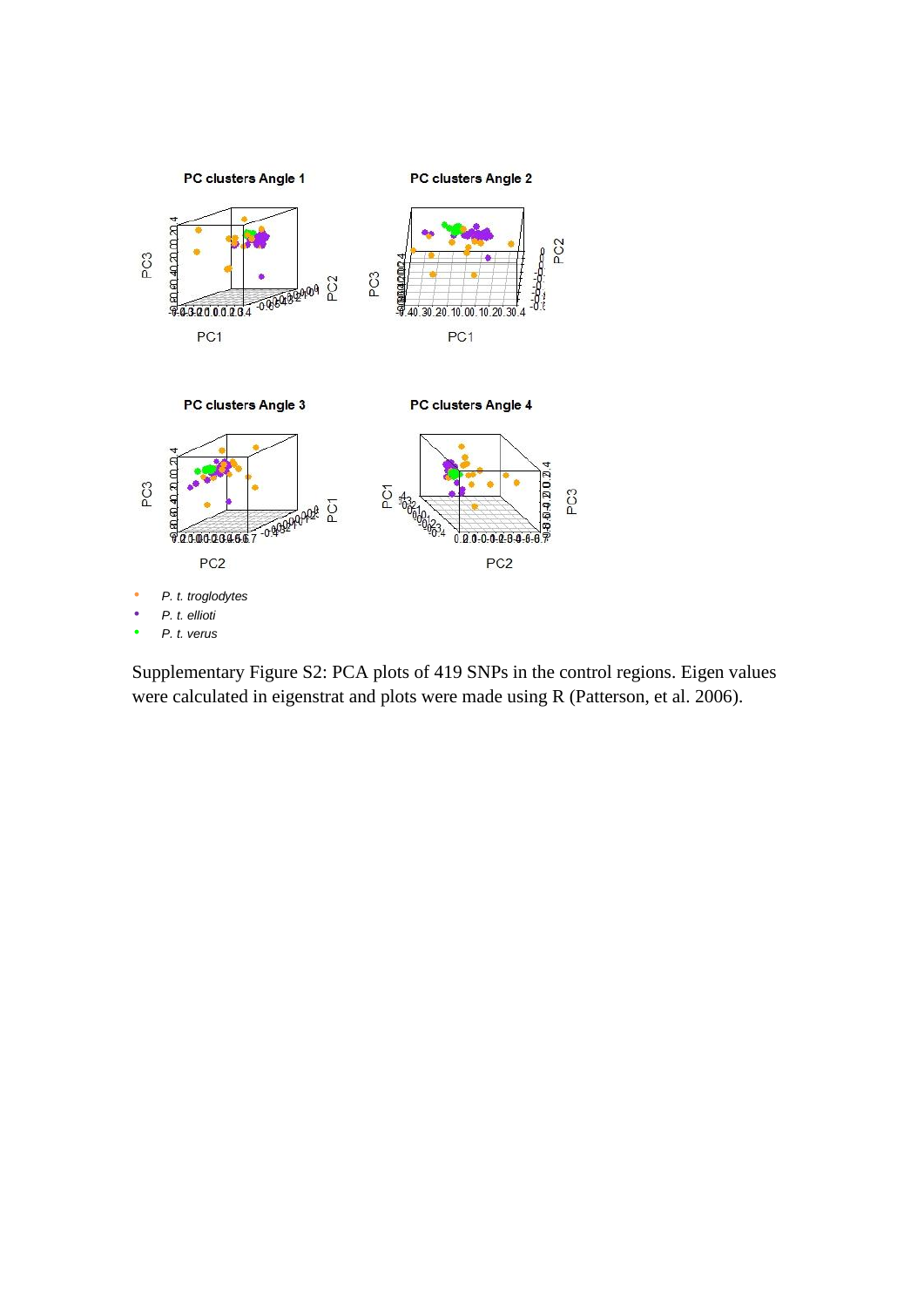Supplementary Figure S2: PCA plots of 419 SNPs in the control regions. Eigen values were calculated in eigenstrat and plots were made using R (Patterson, et al. 2006).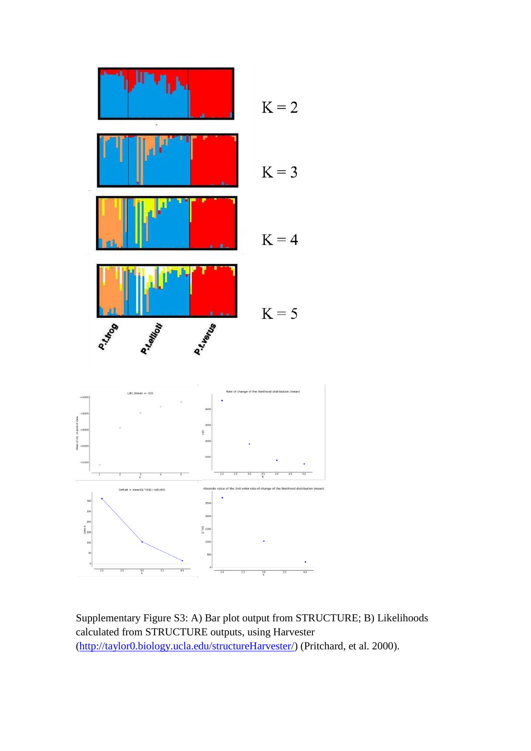Supplementary Figure S3: A) Bar plot output from STRUCTURE; B) Likelihoods calculated from STRUCTURE outputs, using Harvester (http://taylor0.biology.ucla.edu/structureHarvester/) (Pritchard, et al. 2000).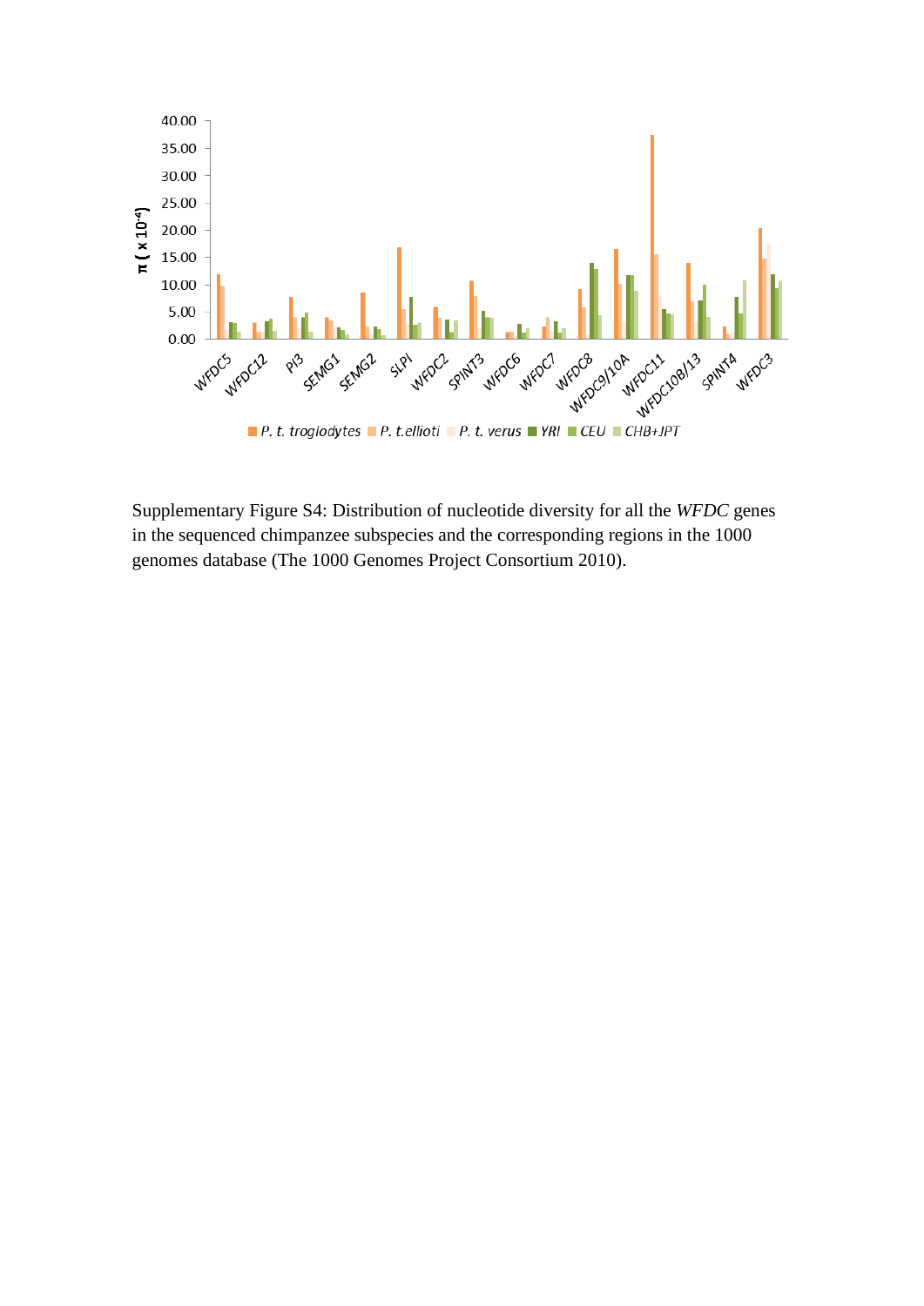Supplementary Figure S4: Distribution of nucleotide diversity for all the *WFDC* genes in the sequenced chimpanzee subspecies and the corresponding regions in the 1000 genomes database (The 1000 Genomes Project Consortium 2010).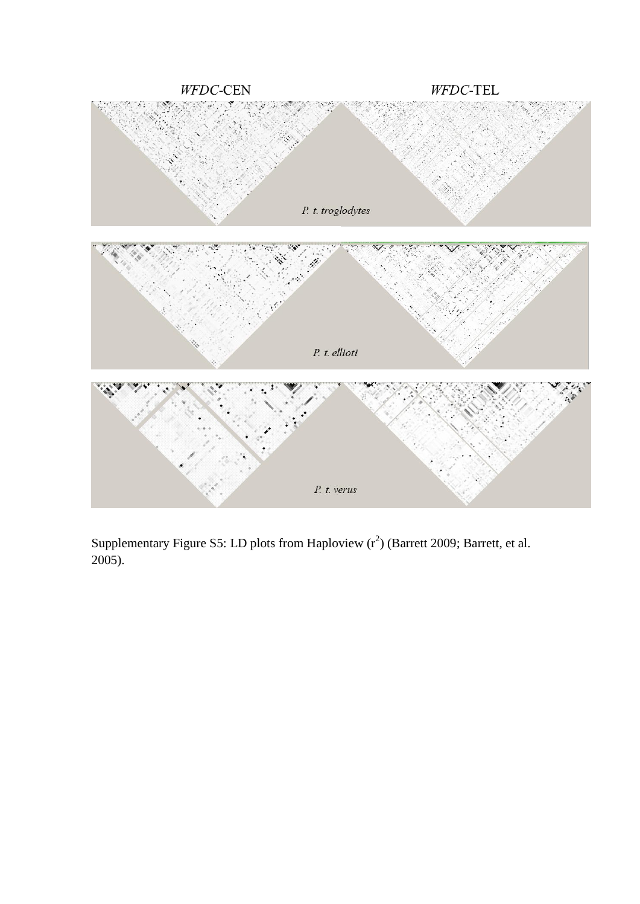*WFDC*-CEN

*WFDC*-TEL

*P. t. troglodytes*

*P. t. ellioti*

*P. t. verus*

Supplementary Figure S5: LD plots from Haploview ($r^2$) (Barrett 2009; Barrett, et al. 2005).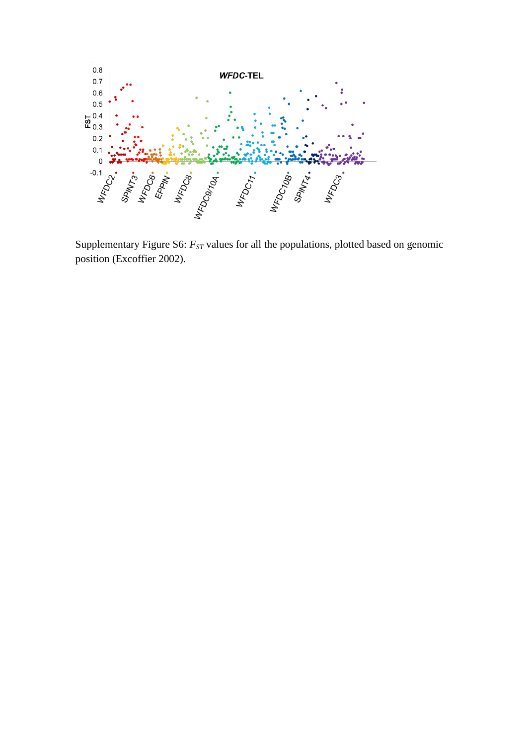Supplementary Figure S6: $F_{ST}$ values for all the populations, plotted based on genomic position (Excoffier 2002).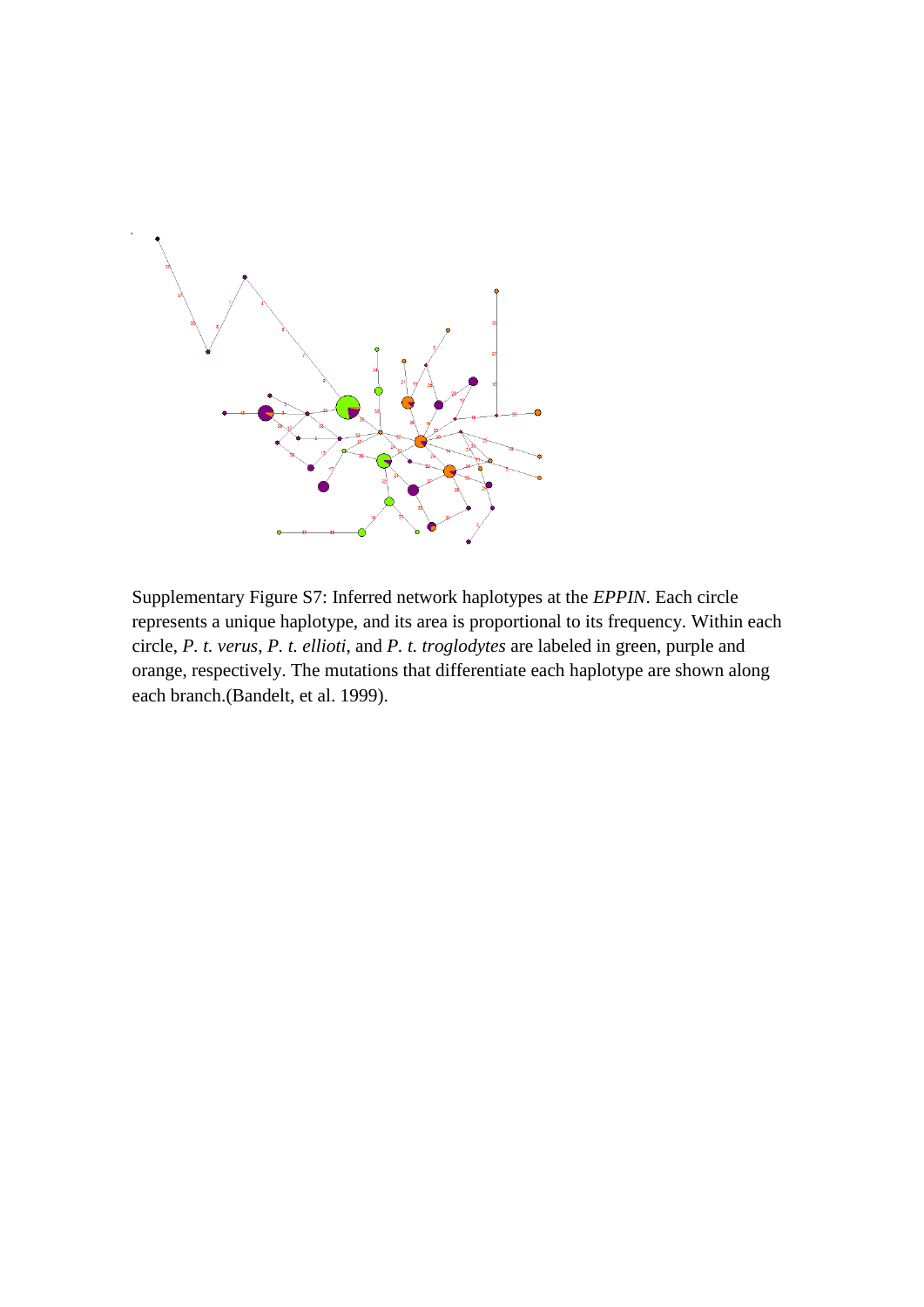Supplementary Figure S7: Inferred network haplotypes at the *EPPIN*. Each circle represents a unique haplotype, and its area is proportional to its frequency. Within each circle, *P. t. verus*, *P. t. ellioti*, and *P. t. troglodytes* are labeled in green, purple and orange, respectively. The mutations that differentiate each haplotype are shown along each branch.(Bandelt, et al. 1999).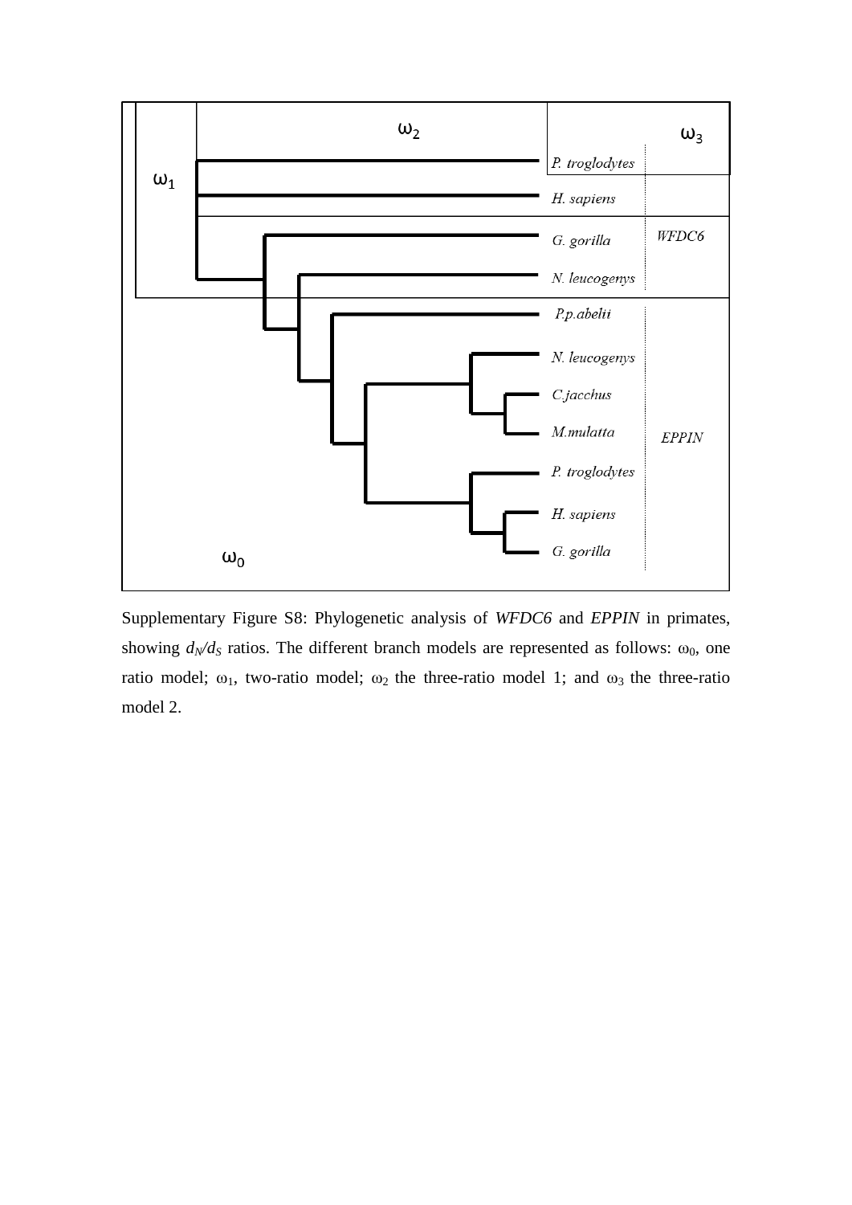Supplementary Figure S8: Phylogenetic analysis of *WFDC6* and *EPPIN* in primates, showing $d_N/d_S$ ratios. The different branch models are represented as follows: $\omega_0$, one ratio model; $\omega_1$, two-ratio model; $\omega_2$ the three-ratio model 1; and $\omega_3$ the three-ratio model 2.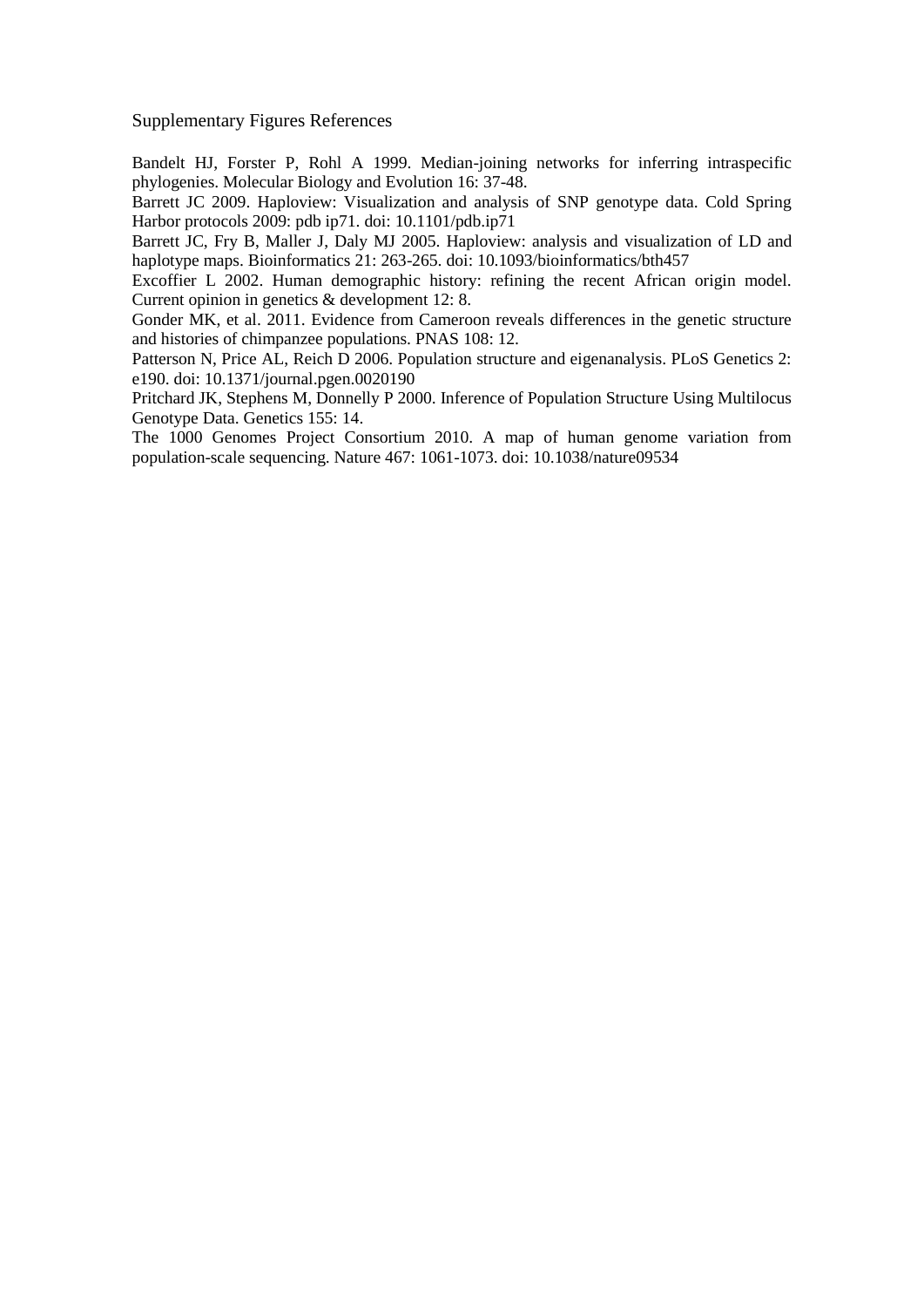# Supplementary Figures References

Bandelt HJ, Forster P, Rohl A 1999. Median-joining networks for inferring intraspecific phylogenies. Molecular Biology and Evolution 16: 37-48.

Barrett JC 2009. Haploview: Visualization and analysis of SNP genotype data. Cold Spring Harbor protocols 2009: pdb ip71. doi: 10.1101/pdb.ip71

Barrett JC, Fry B, Maller J, Daly MJ 2005. Haploview: analysis and visualization of LD and haplotype maps. Bioinformatics 21: 263-265. doi: 10.1093/bioinformatics/bth457

Excoffier L 2002. Human demographic history: refining the recent African origin model. Current opinion in genetics & development 12: 8.

Gonder MK, et al. 2011. Evidence from Cameroon reveals differences in the genetic structure and histories of chimpanzee populations. PNAS 108: 12.

Patterson N, Price AL, Reich D 2006. Population structure and eigenanalysis. PLoS Genetics 2: e190. doi: 10.1371/journal.pgen.0020190

Pritchard JK, Stephens M, Donnelly P 2000. Inference of Population Structure Using Multilocus Genotype Data. Genetics 155: 14.

The 1000 Genomes Project Consortium 2010. A map of human genome variation from population-scale sequencing. Nature 467: 1061-1073. doi: 10.1038/nature09534